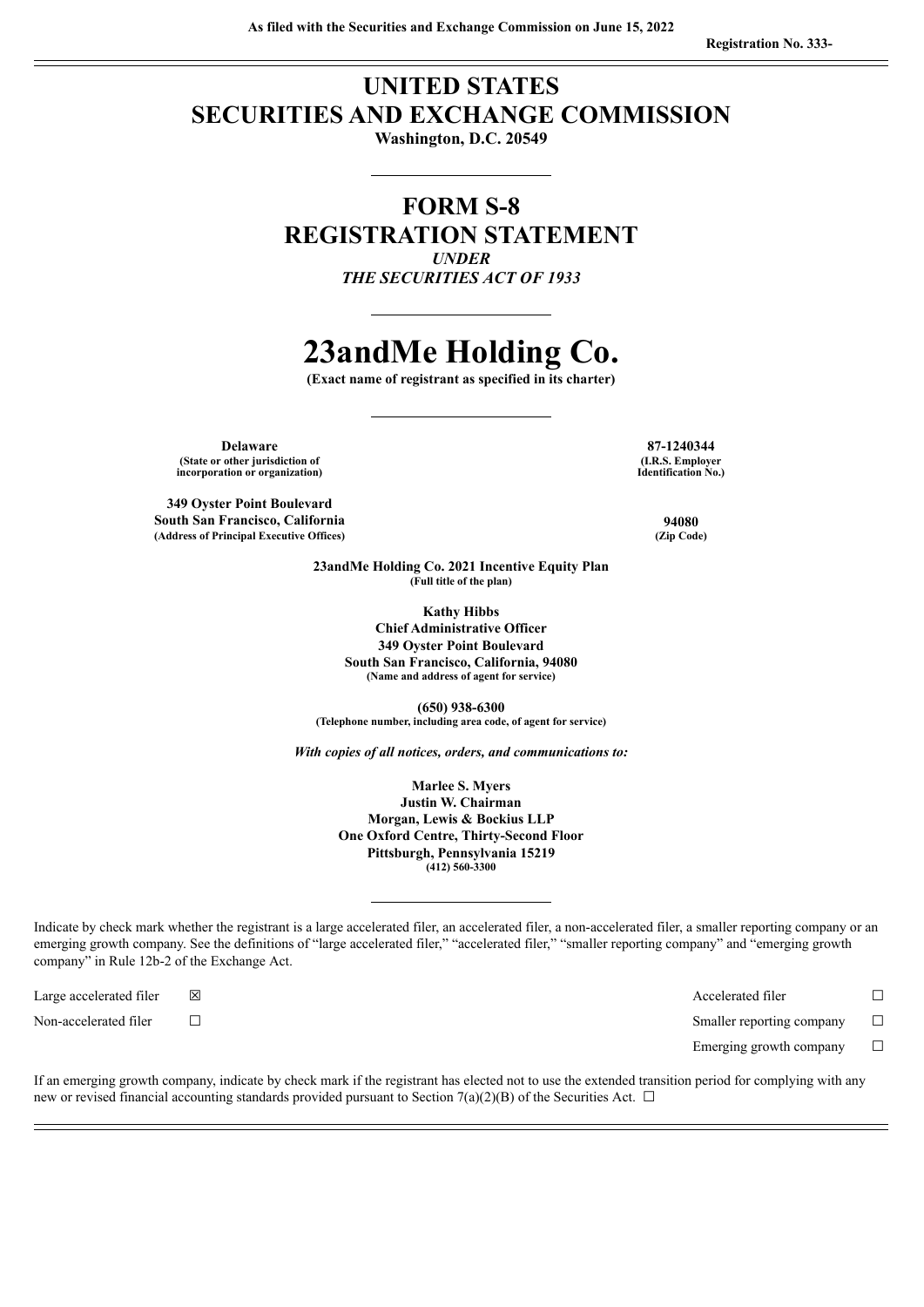As filed with the Securities and Exchange Commission on June 15, 2022

Registration No. 333-

# UNITED STATES
# SECURITIES AND EXCHANGE COMMISSION

**Washington, D.C. 20549**

## FORM S-8
## REGISTRATION STATEMENT

*UNDER*

*THE SECURITIES ACT OF 1933*

# 23andMe Holding Co.

**(Exact name of registrant as specified in its charter)**

| | |
|---|---|
| **Delaware**<br>**(State or other jurisdiction of incorporation or organization)** | **87-1240344**<br>**(I.R.S. Employer Identification No.)** |
| **349 Oyster Point Boulevard**<br>**South San Francisco, California**<br>**(Address of Principal Executive Offices)** | **94080**<br>**(Zip Code)** |

**23andMe Holding Co. 2021 Incentive Equity Plan**
**(Full title of the plan)**

**Kathy Hibbs**
**Chief Administrative Officer**
**349 Oyster Point Boulevard**
**South San Francisco, California, 94080**
**(Name and address of agent for service)**

**(650) 938-6300**
**(Telephone number, including area code, of agent for service)**

*With copies of all notices, orders, and communications to:*

**Marlee S. Myers**
**Justin W. Chairman**
**Morgan, Lewis & Bockius LLP**
**One Oxford Centre, Thirty-Second Floor**
**Pittsburgh, Pennsylvania 15219**
**(412) 560-3300**

Indicate by check mark whether the registrant is a large accelerated filer, an accelerated filer, a non-accelerated filer, a smaller reporting company or an emerging growth company. See the definitions of "large accelerated filer," "accelerated filer," "smaller reporting company" and "emerging growth company" in Rule 12b-2 of the Exchange Act.

| | | | |
|---|---|---|---|
| Large accelerated filer | ☒ | Accelerated filer | ☐ |
| Non-accelerated filer | ☐ | Smaller reporting company | ☐ |
| | | Emerging growth company | ☐ |

If an emerging growth company, indicate by check mark if the registrant has elected not to use the extended transition period for complying with any new or revised financial accounting standards provided pursuant to Section 7(a)(2)(B) of the Securities Act. ☐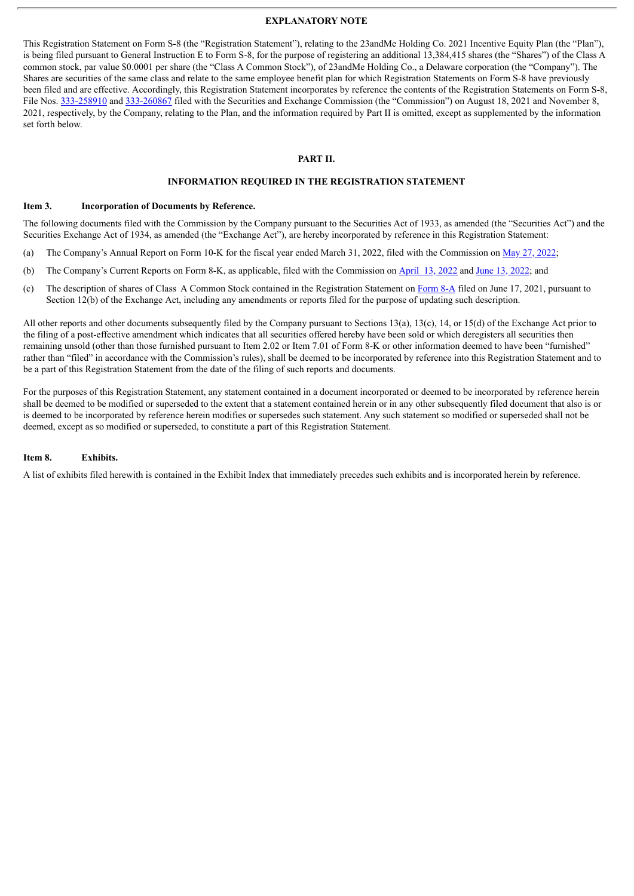## EXPLANATORY NOTE

This Registration Statement on Form S-8 (the "Registration Statement"), relating to the 23andMe Holding Co. 2021 Incentive Equity Plan (the "Plan"), is being filed pursuant to General Instruction E to Form S-8, for the purpose of registering an additional 13,384,415 shares (the "Shares") of the Class A common stock, par value $0.0001 per share (the "Class A Common Stock"), of 23andMe Holding Co., a Delaware corporation (the "Company"). The Shares are securities of the same class and relate to the same employee benefit plan for which Registration Statements on Form S-8 have previously been filed and are effective. Accordingly, this Registration Statement incorporates by reference the contents of the Registration Statements on Form S-8, File Nos. 333-258910 and 333-260867 filed with the Securities and Exchange Commission (the "Commission") on August 18, 2021 and November 8, 2021, respectively, by the Company, relating to the Plan, and the information required by Part II is omitted, except as supplemented by the information set forth below.

## PART II.

## INFORMATION REQUIRED IN THE REGISTRATION STATEMENT

### Item 3. Incorporation of Documents by Reference.

The following documents filed with the Commission by the Company pursuant to the Securities Act of 1933, as amended (the "Securities Act") and the Securities Exchange Act of 1934, as amended (the "Exchange Act"), are hereby incorporated by reference in this Registration Statement:

(a) The Company's Annual Report on Form 10-K for the fiscal year ended March 31, 2022, filed with the Commission on May 27, 2022;

(b) The Company's Current Reports on Form 8-K, as applicable, filed with the Commission on April 13, 2022 and June 13, 2022; and

(c) The description of shares of Class A Common Stock contained in the Registration Statement on Form 8-A filed on June 17, 2021, pursuant to Section 12(b) of the Exchange Act, including any amendments or reports filed for the purpose of updating such description.

All other reports and other documents subsequently filed by the Company pursuant to Sections 13(a), 13(c), 14, or 15(d) of the Exchange Act prior to the filing of a post-effective amendment which indicates that all securities offered hereby have been sold or which deregisters all securities then remaining unsold (other than those furnished pursuant to Item 2.02 or Item 7.01 of Form 8-K or other information deemed to have been "furnished" rather than "filed" in accordance with the Commission's rules), shall be deemed to be incorporated by reference into this Registration Statement and to be a part of this Registration Statement from the date of the filing of such reports and documents.

For the purposes of this Registration Statement, any statement contained in a document incorporated or deemed to be incorporated by reference herein shall be deemed to be modified or superseded to the extent that a statement contained herein or in any other subsequently filed document that also is or is deemed to be incorporated by reference herein modifies or supersedes such statement. Any such statement so modified or superseded shall not be deemed, except as so modified or superseded, to constitute a part of this Registration Statement.

### Item 8. Exhibits.

A list of exhibits filed herewith is contained in the Exhibit Index that immediately precedes such exhibits and is incorporated herein by reference.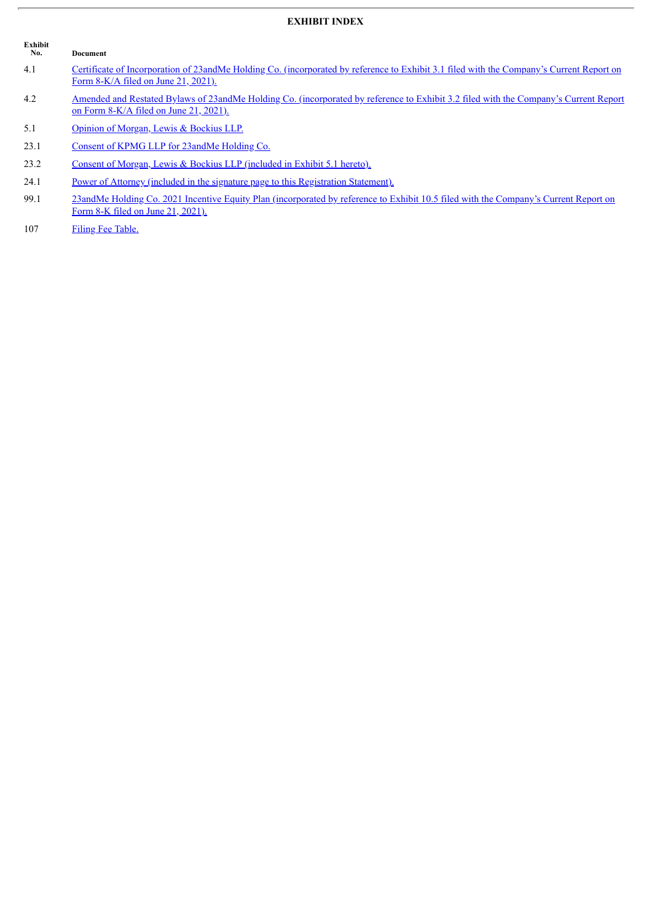## EXHIBIT INDEX

| Exhibit No. | Document |
|---|---|
| 4.1 | Certificate of Incorporation of 23andMe Holding Co. (incorporated by reference to Exhibit 3.1 filed with the Company's Current Report on Form 8-K/A filed on June 21, 2021). |
| 4.2 | Amended and Restated Bylaws of 23andMe Holding Co. (incorporated by reference to Exhibit 3.2 filed with the Company's Current Report on Form 8-K/A filed on June 21, 2021). |
| 5.1 | Opinion of Morgan, Lewis & Bockius LLP. |
| 23.1 | Consent of KPMG LLP for 23andMe Holding Co. |
| 23.2 | Consent of Morgan, Lewis & Bockius LLP (included in Exhibit 5.1 hereto). |
| 24.1 | Power of Attorney (included in the signature page to this Registration Statement). |
| 99.1 | 23andMe Holding Co. 2021 Incentive Equity Plan (incorporated by reference to Exhibit 10.5 filed with the Company's Current Report on Form 8-K filed on June 21, 2021). |
| 107 | Filing Fee Table. |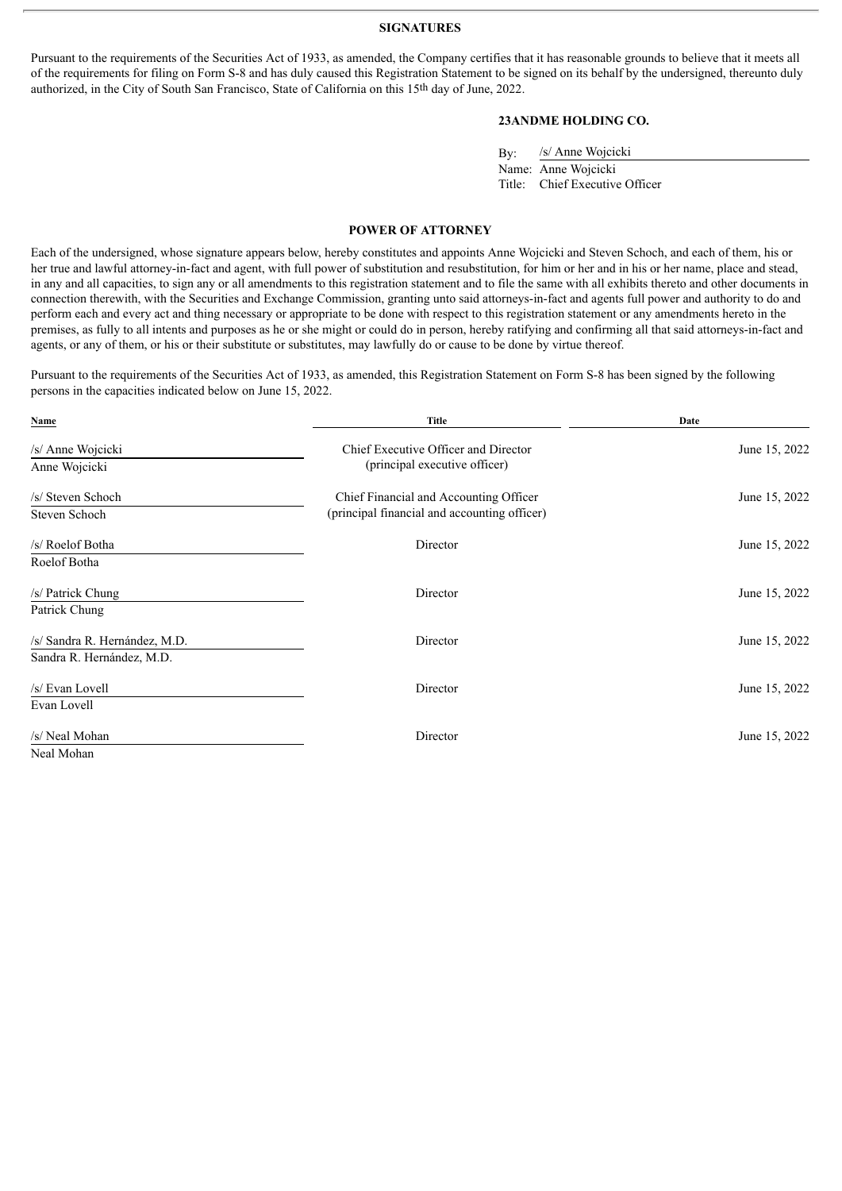## SIGNATURES

Pursuant to the requirements of the Securities Act of 1933, as amended, the Company certifies that it has reasonable grounds to believe that it meets all of the requirements for filing on Form S-8 and has duly caused this Registration Statement to be signed on its behalf by the undersigned, thereunto duly authorized, in the City of South San Francisco, State of California on this 15th day of June, 2022.

**23ANDME HOLDING CO.**

By: /s/ Anne Wojcicki
Name: Anne Wojcicki
Title: Chief Executive Officer

## POWER OF ATTORNEY

Each of the undersigned, whose signature appears below, hereby constitutes and appoints Anne Wojcicki and Steven Schoch, and each of them, his or her true and lawful attorney-in-fact and agent, with full power of substitution and resubstitution, for him or her and in his or her name, place and stead, in any and all capacities, to sign any or all amendments to this registration statement and to file the same with all exhibits thereto and other documents in connection therewith, with the Securities and Exchange Commission, granting unto said attorneys-in-fact and agents full power and authority to do and perform each and every act and thing necessary or appropriate to be done with respect to this registration statement or any amendments hereto in the premises, as fully to all intents and purposes as he or she might or could do in person, hereby ratifying and confirming all that said attorneys-in-fact and agents, or any of them, or his or their substitute or substitutes, may lawfully do or cause to be done by virtue thereof.

Pursuant to the requirements of the Securities Act of 1933, as amended, this Registration Statement on Form S-8 has been signed by the following persons in the capacities indicated below on June 15, 2022.

| Name | Title | Date |
|---|---|---|
| /s/ Anne Wojcicki<br>Anne Wojcicki | Chief Executive Officer and Director<br>(principal executive officer) | June 15, 2022 |
| /s/ Steven Schoch<br>Steven Schoch | Chief Financial and Accounting Officer<br>(principal financial and accounting officer) | June 15, 2022 |
| /s/ Roelof Botha<br>Roelof Botha | Director | June 15, 2022 |
| /s/ Patrick Chung<br>Patrick Chung | Director | June 15, 2022 |
| /s/ Sandra R. Hernández, M.D.<br>Sandra R. Hernández, M.D. | Director | June 15, 2022 |
| /s/ Evan Lovell<br>Evan Lovell | Director | June 15, 2022 |
| /s/ Neal Mohan<br>Neal Mohan | Director | June 15, 2022 |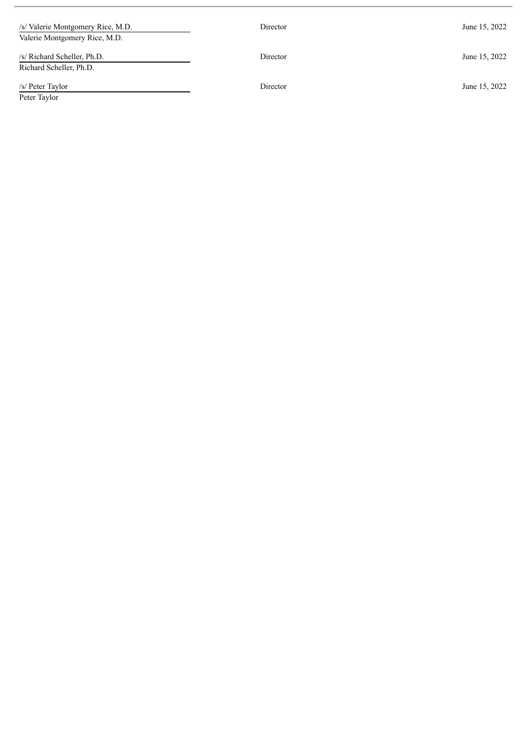| | | |
|---|---|---|
| /s/ Valerie Montgomery Rice, M.D.<br>Valerie Montgomery Rice, M.D. | Director | June 15, 2022 |
| /s/ Richard Scheller, Ph.D.<br>Richard Scheller, Ph.D. | Director | June 15, 2022 |
| /s/ Peter Taylor<br>Peter Taylor | Director | June 15, 2022 |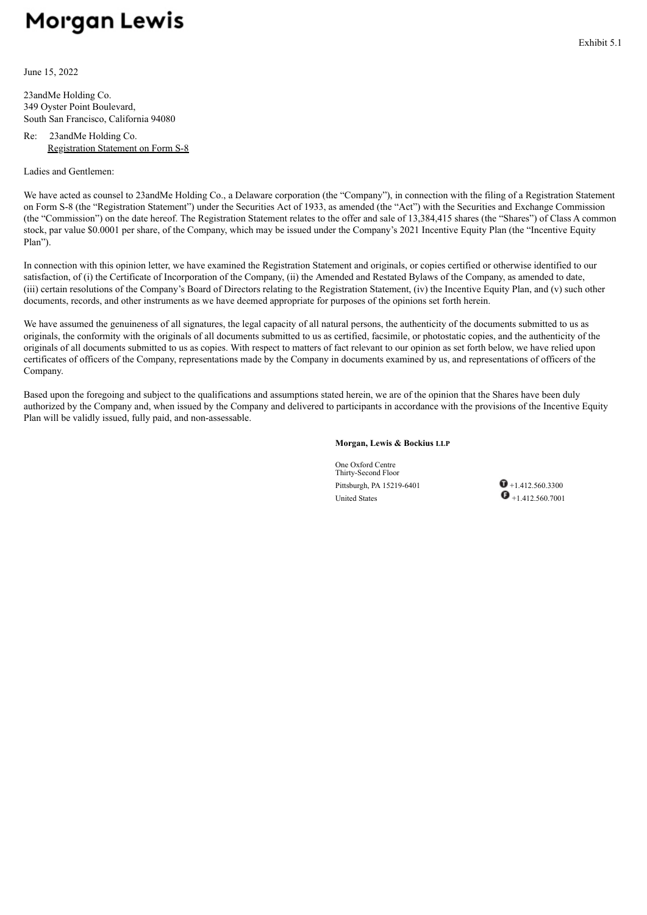**Morgan Lewis**

Exhibit 5.1

June 15, 2022

23andMe Holding Co.
349 Oyster Point Boulevard,
South San Francisco, California 94080

Re: 23andMe Holding Co.
Registration Statement on Form S-8

Ladies and Gentlemen:

We have acted as counsel to 23andMe Holding Co., a Delaware corporation (the "Company"), in connection with the filing of a Registration Statement on Form S-8 (the "Registration Statement") under the Securities Act of 1933, as amended (the "Act") with the Securities and Exchange Commission (the "Commission") on the date hereof. The Registration Statement relates to the offer and sale of 13,384,415 shares (the "Shares") of Class A common stock, par value $0.0001 per share, of the Company, which may be issued under the Company's 2021 Incentive Equity Plan (the "Incentive Equity Plan").

In connection with this opinion letter, we have examined the Registration Statement and originals, or copies certified or otherwise identified to our satisfaction, of (i) the Certificate of Incorporation of the Company, (ii) the Amended and Restated Bylaws of the Company, as amended to date, (iii) certain resolutions of the Company's Board of Directors relating to the Registration Statement, (iv) the Incentive Equity Plan, and (v) such other documents, records, and other instruments as we have deemed appropriate for purposes of the opinions set forth herein.

We have assumed the genuineness of all signatures, the legal capacity of all natural persons, the authenticity of the documents submitted to us as originals, the conformity with the originals of all documents submitted to us as certified, facsimile, or photostatic copies, and the authenticity of the originals of all documents submitted to us as copies. With respect to matters of fact relevant to our opinion as set forth below, we have relied upon certificates of officers of the Company, representations made by the Company in documents examined by us, and representations of officers of the Company.

Based upon the foregoing and subject to the qualifications and assumptions stated herein, we are of the opinion that the Shares have been duly authorized by the Company and, when issued by the Company and delivered to participants in accordance with the provisions of the Incentive Equity Plan will be validly issued, fully paid, and non-assessable.

**Morgan, Lewis & Bockius LLP**

One Oxford Centre
Thirty-Second Floor
Pittsburgh, PA 15219-6401
United States

T +1.412.560.3300
F +1.412.560.7001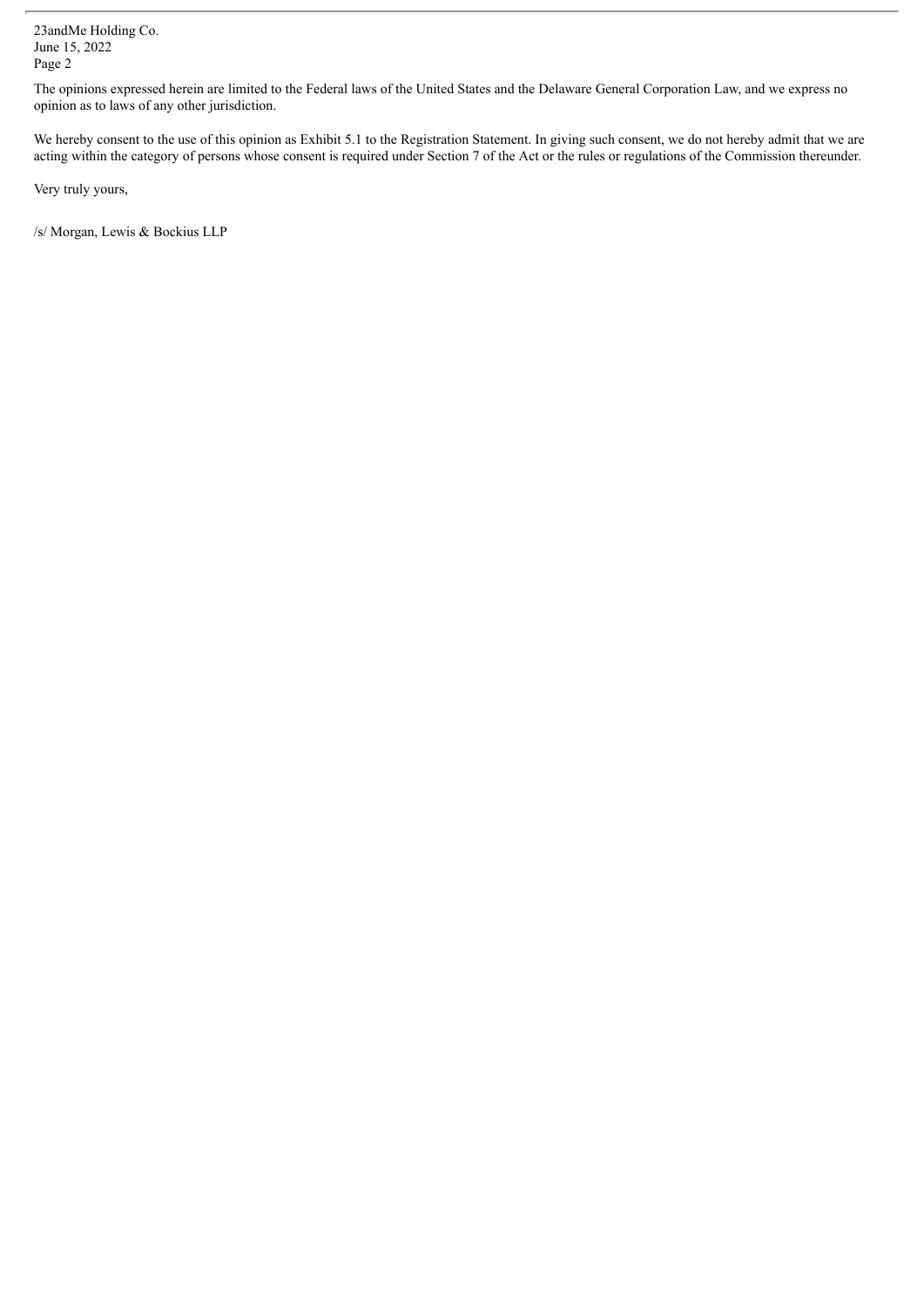The opinions expressed herein are limited to the Federal laws of the United States and the Delaware General Corporation Law, and we express no opinion as to laws of any other jurisdiction.

We hereby consent to the use of this opinion as Exhibit 5.1 to the Registration Statement. In giving such consent, we do not hereby admit that we are acting within the category of persons whose consent is required under Section 7 of the Act or the rules or regulations of the Commission thereunder.

Very truly yours,

/s/ Morgan, Lewis & Bockius LLP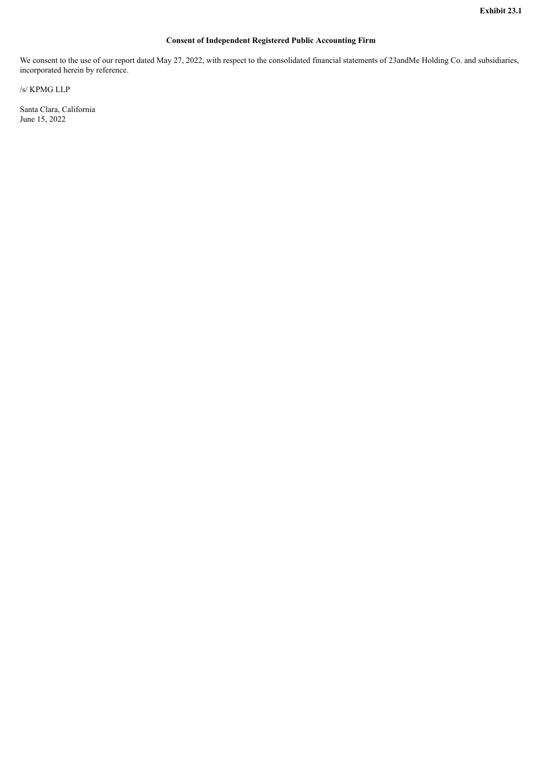**Exhibit 23.1**

**Consent of Independent Registered Public Accounting Firm**

We consent to the use of our report dated May 27, 2022, with respect to the consolidated financial statements of 23andMe Holding Co. and subsidiaries, incorporated herein by reference.

/s/ KPMG LLP

Santa Clara, California
June 15, 2022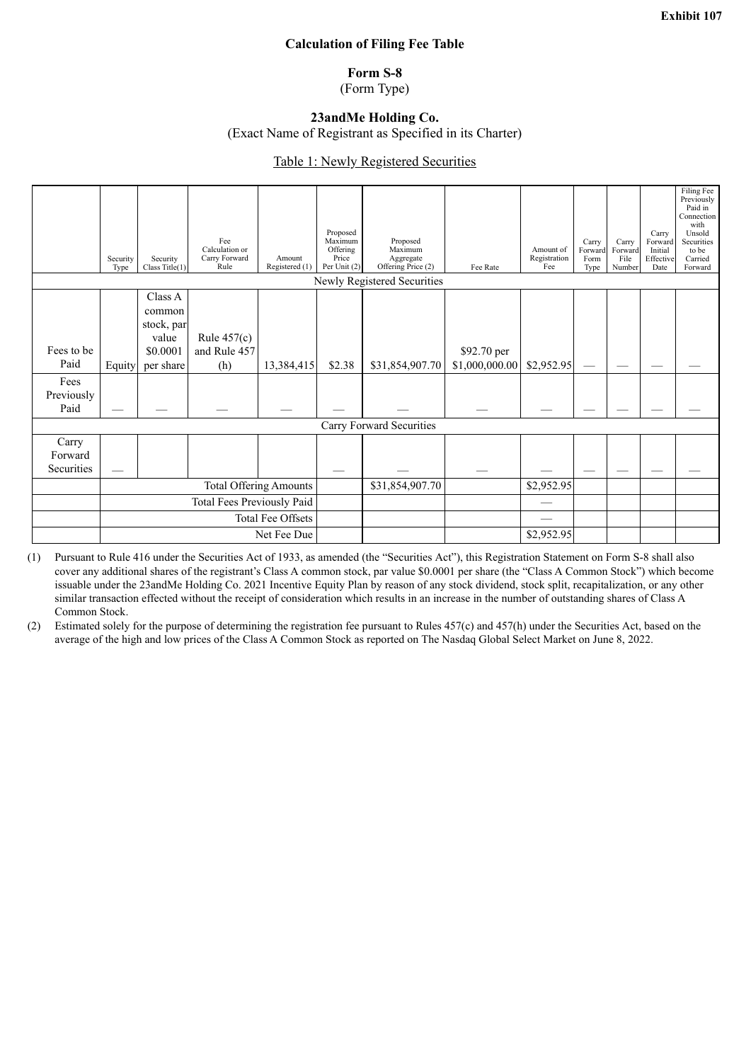**Exhibit 107**

## Calculation of Filing Fee Table

**Form S-8**
(Form Type)

**23andMe Holding Co.**
(Exact Name of Registrant as Specified in its Charter)

Table 1: Newly Registered Securities

| | Security Type | Security Class Title(1) | Fee Calculation or Carry Forward Rule | Amount Registered (1) | Proposed Maximum Offering Price Per Unit (2) | Proposed Maximum Aggregate Offering Price (2) | Fee Rate | Amount of Registration Fee | Carry Forward Form Type | Carry Forward File Number | Carry Forward Initial Effective Date | Filing Fee Previously Paid in Connection with Unsold Securities to be Carried Forward |
|---|---|---|---|---|---|---|---|---|---|---|---|---|
| Newly Registered Securities | | | | | | | | | | | | |
| Fees to be Paid | Equity | Class A common stock, par value $0.0001 per share | Rule 457(c) and Rule 457 (h) | 13,384,415 | $2.38 | $31,854,907.70 | $92.70 per $1,000,000.00 | $2,952.95 | — | — | — | — |
| Fees Previously Paid | — | — | — | — | — | — | — | — | — | — | — | — |
| Carry Forward Securities | | | | | | | | | | | | |
| Carry Forward Securities | — | | | | — | — | — | — | — | — | — | — |
| | Total Offering Amounts | | | | | $31,854,907.70 | | $2,952.95 | | | | |
| | Total Fees Previously Paid | | | | | | | — | | | | |
| | Total Fee Offsets | | | | | | | — | | | | |
| | Net Fee Due | | | | | | | $2,952.95 | | | | |

(1) Pursuant to Rule 416 under the Securities Act of 1933, as amended (the "Securities Act"), this Registration Statement on Form S-8 shall also cover any additional shares of the registrant's Class A common stock, par value $0.0001 per share (the "Class A Common Stock") which become issuable under the 23andMe Holding Co. 2021 Incentive Equity Plan by reason of any stock dividend, stock split, recapitalization, or any other similar transaction effected without the receipt of consideration which results in an increase in the number of outstanding shares of Class A Common Stock.

(2) Estimated solely for the purpose of determining the registration fee pursuant to Rules 457(c) and 457(h) under the Securities Act, based on the average of the high and low prices of the Class A Common Stock as reported on The Nasdaq Global Select Market on June 8, 2022.